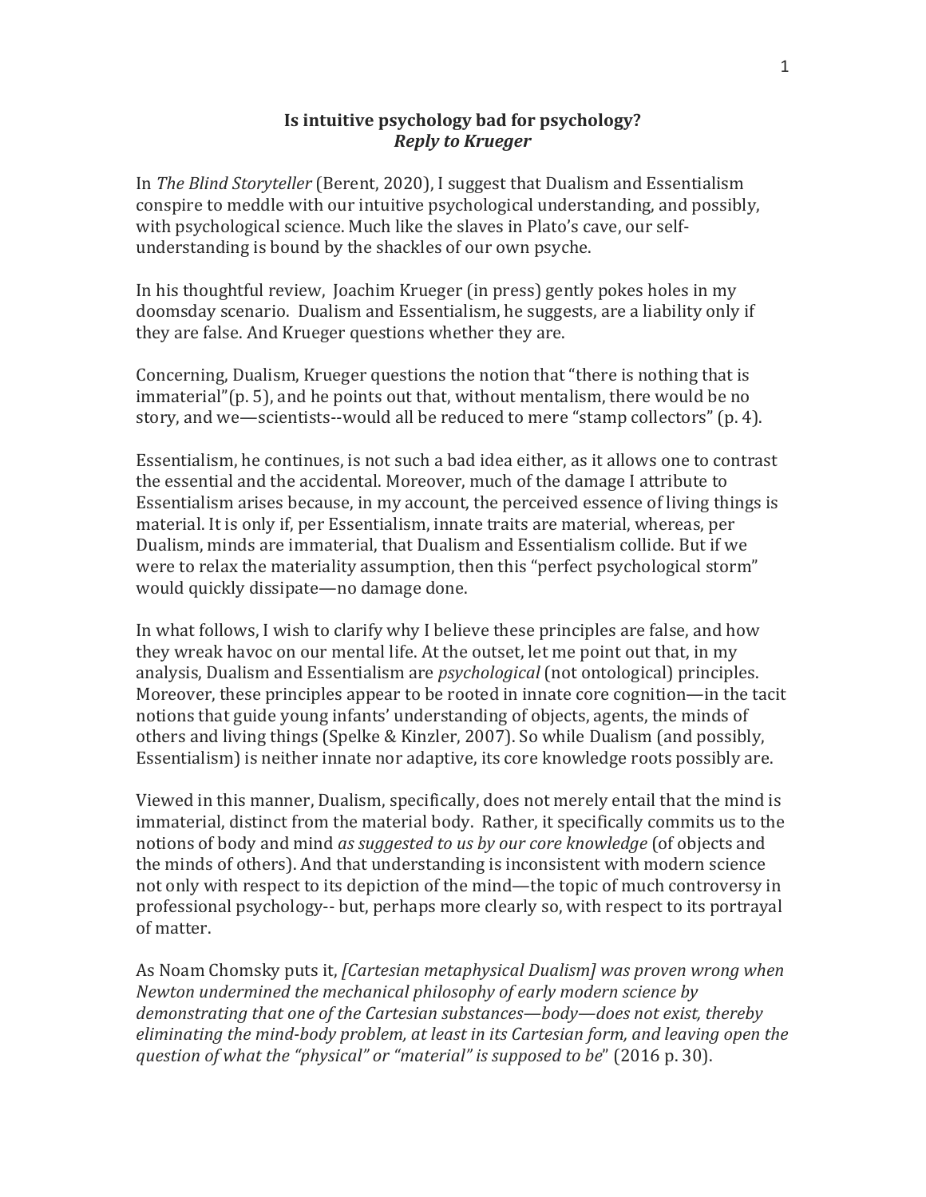**Is intuitive psychology bad for psychology?**
***Reply to Krueger***

In *The Blind Storyteller* (Berent, 2020), I suggest that Dualism and Essentialism conspire to meddle with our intuitive psychological understanding, and possibly, with psychological science. Much like the slaves in Plato's cave, our self-understanding is bound by the shackles of our own psyche.

In his thoughtful review, Joachim Krueger (in press) gently pokes holes in my doomsday scenario. Dualism and Essentialism, he suggests, are a liability only if they are false. And Krueger questions whether they are.

Concerning, Dualism, Krueger questions the notion that "there is nothing that is immaterial"(p. 5), and he points out that, without mentalism, there would be no story, and we—scientists--would all be reduced to mere "stamp collectors" (p. 4).

Essentialism, he continues, is not such a bad idea either, as it allows one to contrast the essential and the accidental. Moreover, much of the damage I attribute to Essentialism arises because, in my account, the perceived essence of living things is material. It is only if, per Essentialism, innate traits are material, whereas, per Dualism, minds are immaterial, that Dualism and Essentialism collide. But if we were to relax the materiality assumption, then this "perfect psychological storm" would quickly dissipate—no damage done.

In what follows, I wish to clarify why I believe these principles are false, and how they wreak havoc on our mental life. At the outset, let me point out that, in my analysis, Dualism and Essentialism are *psychological* (not ontological) principles. Moreover, these principles appear to be rooted in innate core cognition—in the tacit notions that guide young infants' understanding of objects, agents, the minds of others and living things (Spelke & Kinzler, 2007). So while Dualism (and possibly, Essentialism) is neither innate nor adaptive, its core knowledge roots possibly are.

Viewed in this manner, Dualism, specifically, does not merely entail that the mind is immaterial, distinct from the material body. Rather, it specifically commits us to the notions of body and mind *as suggested to us by our core knowledge* (of objects and the minds of others). And that understanding is inconsistent with modern science not only with respect to its depiction of the mind—the topic of much controversy in professional psychology-- but, perhaps more clearly so, with respect to its portrayal of matter.

As Noam Chomsky puts it, *[Cartesian metaphysical Dualism] was proven wrong when Newton undermined the mechanical philosophy of early modern science by demonstrating that one of the Cartesian substances—body—does not exist, thereby eliminating the mind-body problem, at least in its Cartesian form, and leaving open the question of what the "physical" or "material" is supposed to be*" (2016 p. 30).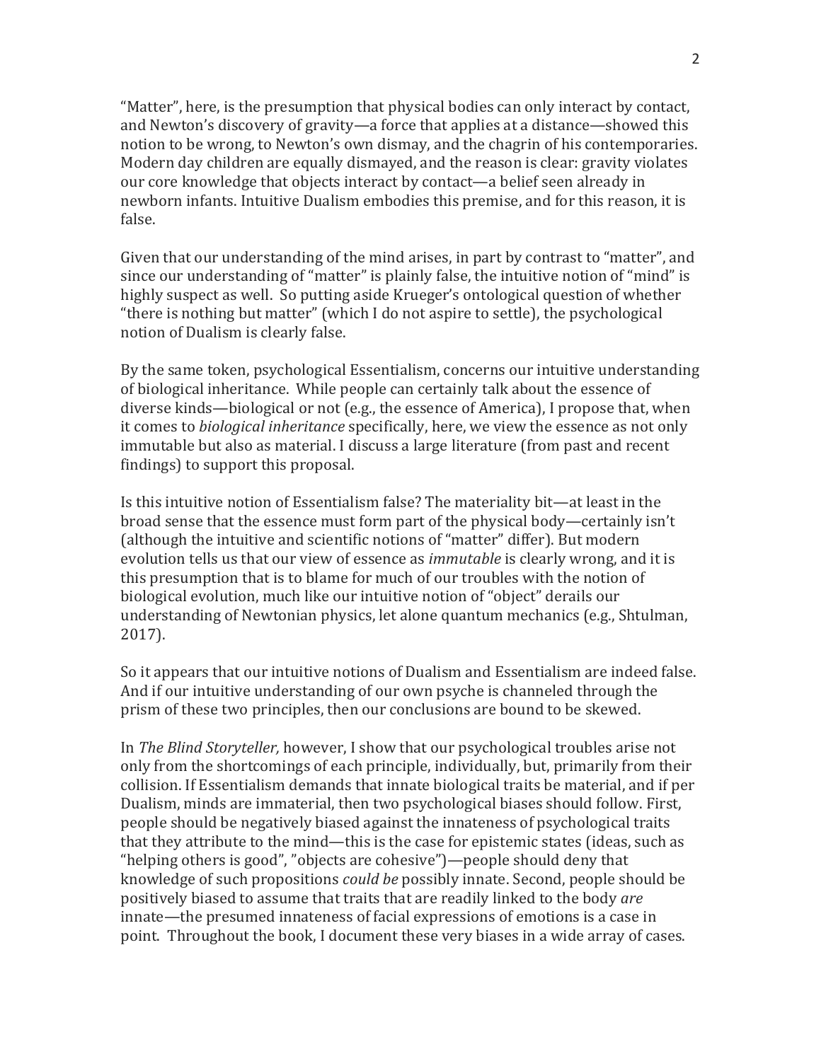"Matter", here, is the presumption that physical bodies can only interact by contact, and Newton's discovery of gravity—a force that applies at a distance—showed this notion to be wrong, to Newton's own dismay, and the chagrin of his contemporaries. Modern day children are equally dismayed, and the reason is clear: gravity violates our core knowledge that objects interact by contact—a belief seen already in newborn infants. Intuitive Dualism embodies this premise, and for this reason, it is false.

Given that our understanding of the mind arises, in part by contrast to "matter", and since our understanding of "matter" is plainly false, the intuitive notion of "mind" is highly suspect as well. So putting aside Krueger's ontological question of whether "there is nothing but matter" (which I do not aspire to settle), the psychological notion of Dualism is clearly false.

By the same token, psychological Essentialism, concerns our intuitive understanding of biological inheritance. While people can certainly talk about the essence of diverse kinds—biological or not (e.g., the essence of America), I propose that, when it comes to *biological inheritance* specifically, here, we view the essence as not only immutable but also as material. I discuss a large literature (from past and recent findings) to support this proposal.

Is this intuitive notion of Essentialism false? The materiality bit—at least in the broad sense that the essence must form part of the physical body—certainly isn't (although the intuitive and scientific notions of "matter" differ). But modern evolution tells us that our view of essence as *immutable* is clearly wrong, and it is this presumption that is to blame for much of our troubles with the notion of biological evolution, much like our intuitive notion of "object" derails our understanding of Newtonian physics, let alone quantum mechanics (e.g., Shtulman, 2017).

So it appears that our intuitive notions of Dualism and Essentialism are indeed false. And if our intuitive understanding of our own psyche is channeled through the prism of these two principles, then our conclusions are bound to be skewed.

In *The Blind Storyteller,* however, I show that our psychological troubles arise not only from the shortcomings of each principle, individually, but, primarily from their collision. If Essentialism demands that innate biological traits be material, and if per Dualism, minds are immaterial, then two psychological biases should follow. First, people should be negatively biased against the innateness of psychological traits that they attribute to the mind—this is the case for epistemic states (ideas, such as "helping others is good", "objects are cohesive")—people should deny that knowledge of such propositions *could be* possibly innate. Second, people should be positively biased to assume that traits that are readily linked to the body *are* innate—the presumed innateness of facial expressions of emotions is a case in point. Throughout the book, I document these very biases in a wide array of cases.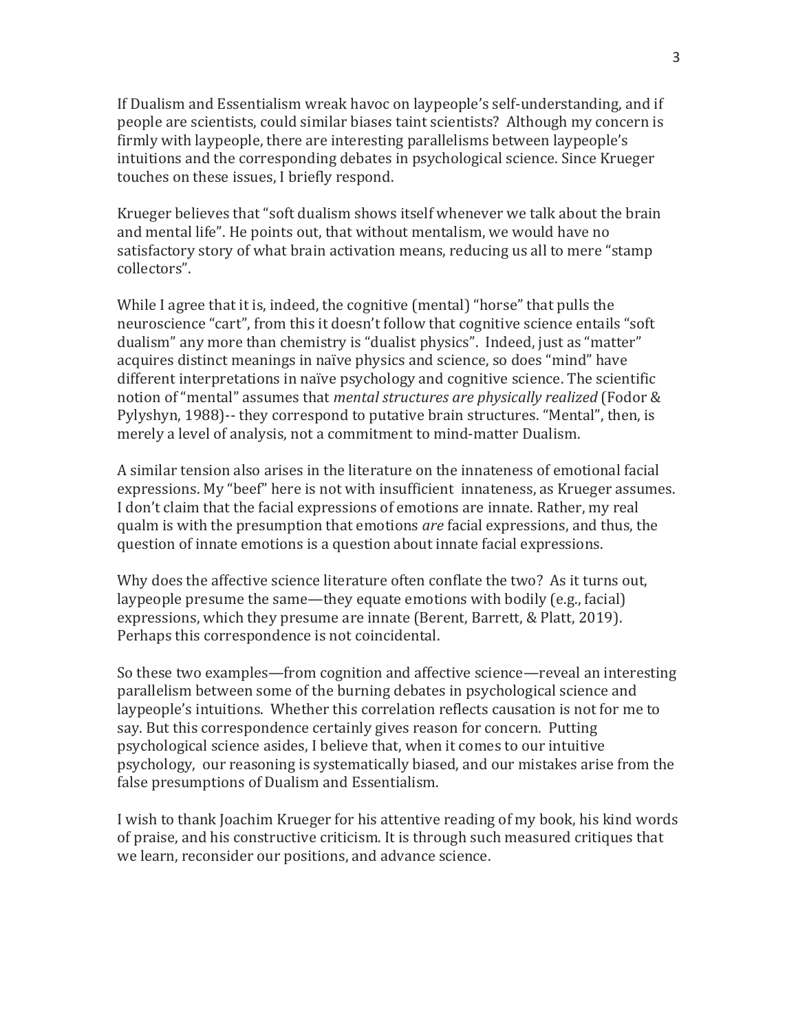If Dualism and Essentialism wreak havoc on laypeople's self-understanding, and if people are scientists, could similar biases taint scientists? Although my concern is firmly with laypeople, there are interesting parallelisms between laypeople's intuitions and the corresponding debates in psychological science. Since Krueger touches on these issues, I briefly respond.

Krueger believes that "soft dualism shows itself whenever we talk about the brain and mental life". He points out, that without mentalism, we would have no satisfactory story of what brain activation means, reducing us all to mere "stamp collectors".

While I agree that it is, indeed, the cognitive (mental) "horse" that pulls the neuroscience "cart", from this it doesn't follow that cognitive science entails "soft dualism" any more than chemistry is "dualist physics". Indeed, just as "matter" acquires distinct meanings in naïve physics and science, so does "mind" have different interpretations in naïve psychology and cognitive science. The scientific notion of "mental" assumes that *mental structures are physically realized* (Fodor & Pylyshyn, 1988)-- they correspond to putative brain structures. "Mental", then, is merely a level of analysis, not a commitment to mind-matter Dualism.

A similar tension also arises in the literature on the innateness of emotional facial expressions. My "beef" here is not with insufficient innateness, as Krueger assumes. I don't claim that the facial expressions of emotions are innate. Rather, my real qualm is with the presumption that emotions *are* facial expressions, and thus, the question of innate emotions is a question about innate facial expressions.

Why does the affective science literature often conflate the two? As it turns out, laypeople presume the same—they equate emotions with bodily (e.g., facial) expressions, which they presume are innate (Berent, Barrett, & Platt, 2019). Perhaps this correspondence is not coincidental.

So these two examples—from cognition and affective science—reveal an interesting parallelism between some of the burning debates in psychological science and laypeople's intuitions. Whether this correlation reflects causation is not for me to say. But this correspondence certainly gives reason for concern. Putting psychological science asides, I believe that, when it comes to our intuitive psychology, our reasoning is systematically biased, and our mistakes arise from the false presumptions of Dualism and Essentialism.

I wish to thank Joachim Krueger for his attentive reading of my book, his kind words of praise, and his constructive criticism. It is through such measured critiques that we learn, reconsider our positions, and advance science.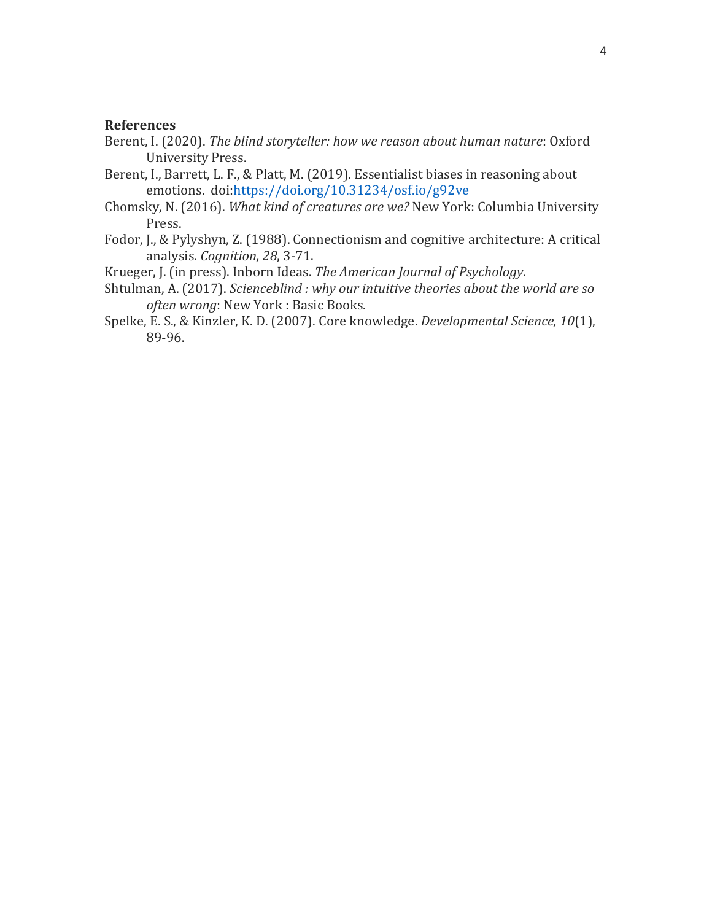**References**

Berent, I. (2020). *The blind storyteller: how we reason about human nature*: Oxford University Press.

Berent, I., Barrett, L. F., & Platt, M. (2019). Essentialist biases in reasoning about emotions. doi:[https://doi.org/10.31234/osf.io/g92ve](https://doi.org/10.31234/osf.io/g92ve)

Chomsky, N. (2016). *What kind of creatures are we?* New York: Columbia University Press.

Fodor, J., & Pylyshyn, Z. (1988). Connectionism and cognitive architecture: A critical analysis. *Cognition, 28*, 3-71.

Krueger, J. (in press). Inborn Ideas. *The American Journal of Psychology*.

Shtulman, A. (2017). *Scienceblind : why our intuitive theories about the world are so often wrong*: New York : Basic Books.

Spelke, E. S., & Kinzler, K. D. (2007). Core knowledge. *Developmental Science, 10*(1), 89-96.